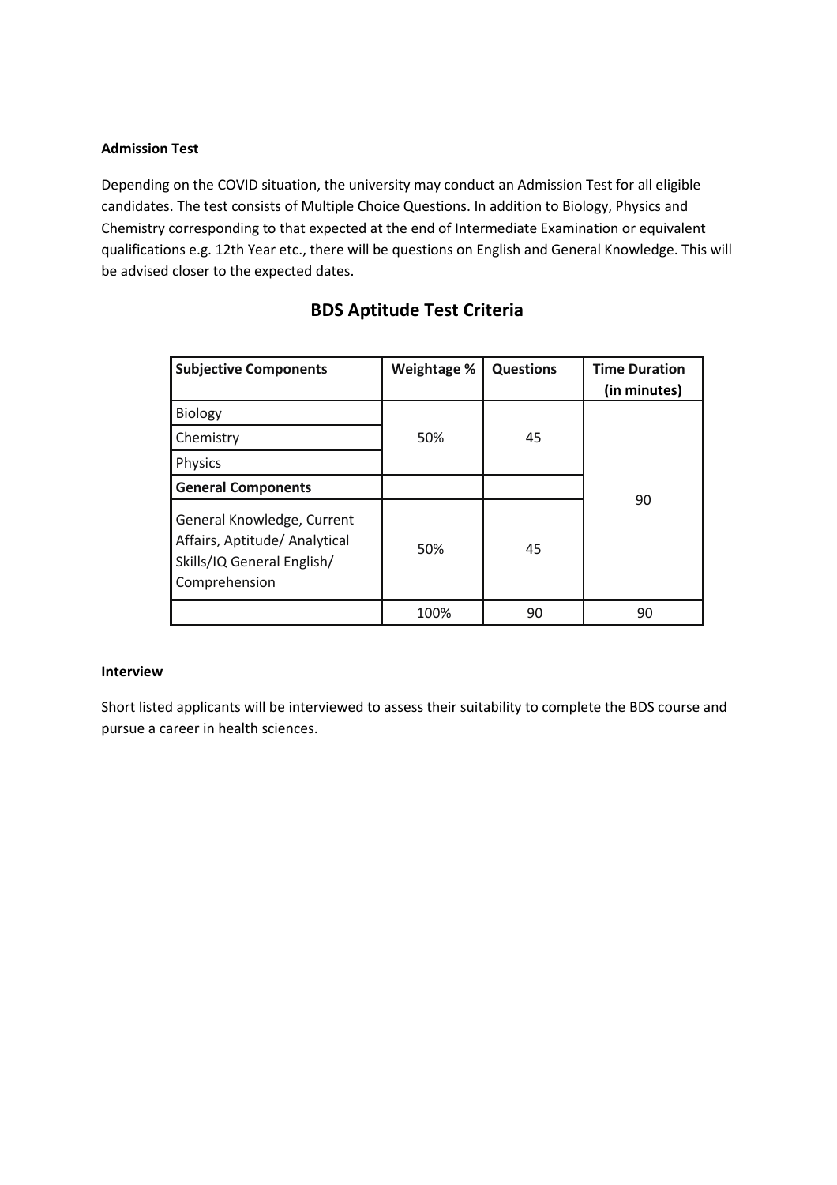**Admission Test**

Depending on the COVID situation, the university may conduct an Admission Test for all eligible candidates. The test consists of Multiple Choice Questions. In addition to Biology, Physics and Chemistry corresponding to that expected at the end of Intermediate Examination or equivalent qualifications e.g. 12th Year etc., there will be questions on English and General Knowledge. This will be advised closer to the expected dates.

## BDS Aptitude Test Criteria

| **Subjective Components** | **Weightage %** | **Questions** | **Time Duration (in minutes)** |
|---|---|---|---|
| Biology | 50% | 45 | 90 |
| Chemistry | | | |
| Physics | | | |
| **General Components** | | | |
| General Knowledge, Current Affairs, Aptitude/ Analytical Skills/IQ General English/ Comprehension | 50% | 45 | |
| | 100% | 90 | 90 |

**Interview**

Short listed applicants will be interviewed to assess their suitability to complete the BDS course and pursue a career in health sciences.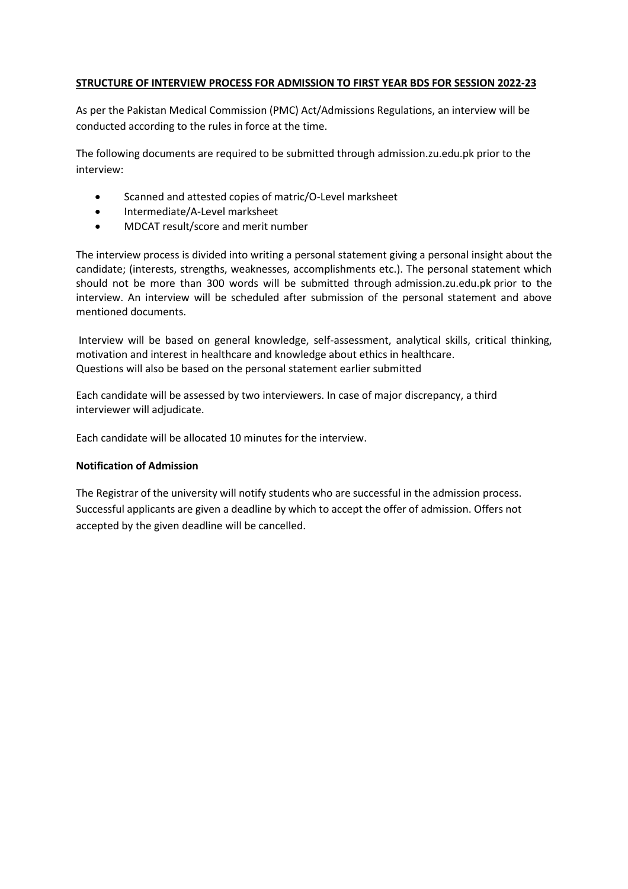## **STRUCTURE OF INTERVIEW PROCESS FOR ADMISSION TO FIRST YEAR BDS FOR SESSION 2022-23**

As per the Pakistan Medical Commission (PMC) Act/Admissions Regulations, an interview will be conducted according to the rules in force at the time.

The following documents are required to be submitted through admission.zu.edu.pk prior to the interview:

- Scanned and attested copies of matric/O-Level marksheet
- Intermediate/A-Level marksheet
- MDCAT result/score and merit number

The interview process is divided into writing a personal statement giving a personal insight about the candidate; (interests, strengths, weaknesses, accomplishments etc.). The personal statement which should not be more than 300 words will be submitted through admission.zu.edu.pk prior to the interview. An interview will be scheduled after submission of the personal statement and above mentioned documents.

Interview will be based on general knowledge, self-assessment, analytical skills, critical thinking, motivation and interest in healthcare and knowledge about ethics in healthcare.
Questions will also be based on the personal statement earlier submitted

Each candidate will be assessed by two interviewers. In case of major discrepancy, a third interviewer will adjudicate.

Each candidate will be allocated 10 minutes for the interview.

**Notification of Admission**

The Registrar of the university will notify students who are successful in the admission process. Successful applicants are given a deadline by which to accept the offer of admission. Offers not accepted by the given deadline will be cancelled.